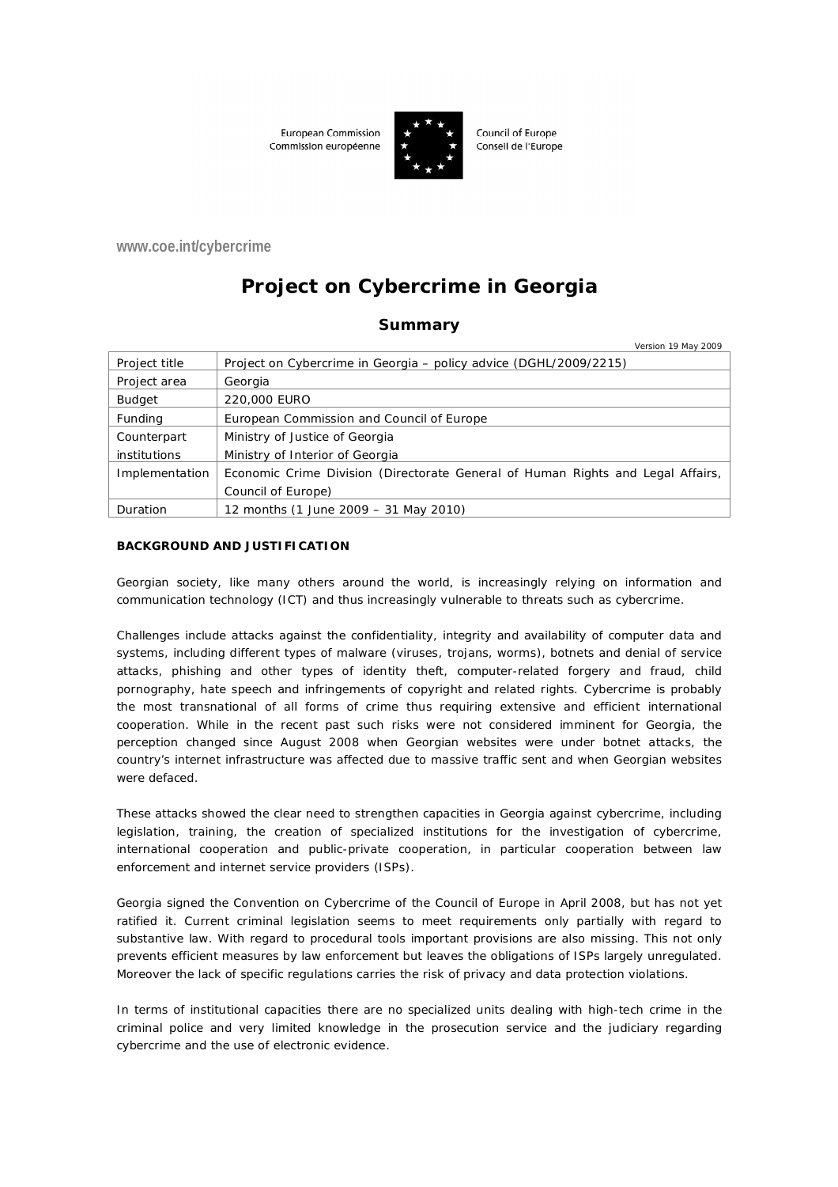European Commission
Commission européenne

Council of Europe
Conseil de l'Europe

www.coe.int/cybercrime

# Project on Cybercrime in Georgia

## Summary

Version 19 May 2009

| Project title | Project on Cybercrime in Georgia – policy advice (DGHL/2009/2215) |
|---|---|
| Project area | Georgia |
| Budget | 220,000 EURO |
| Funding | European Commission and Council of Europe |
| Counterpart institutions | Ministry of Justice of Georgia<br>Ministry of Interior of Georgia |
| Implementation | Economic Crime Division (Directorate General of Human Rights and Legal Affairs, Council of Europe) |
| Duration | 12 months (1 June 2009 – 31 May 2010) |

**BACKGROUND AND JUSTIFICATION**

Georgian society, like many others around the world, is increasingly relying on information and communication technology (ICT) and thus increasingly vulnerable to threats such as cybercrime.

Challenges include attacks against the confidentiality, integrity and availability of computer data and systems, including different types of malware (viruses, trojans, worms), botnets and denial of service attacks, phishing and other types of identity theft, computer-related forgery and fraud, child pornography, hate speech and infringements of copyright and related rights. Cybercrime is probably the most transnational of all forms of crime thus requiring extensive and efficient international cooperation. While in the recent past such risks were not considered imminent for Georgia, the perception changed since August 2008 when Georgian websites were under botnet attacks, the country's internet infrastructure was affected due to massive traffic sent and when Georgian websites were defaced.

These attacks showed the clear need to strengthen capacities in Georgia against cybercrime, including legislation, training, the creation of specialized institutions for the investigation of cybercrime, international cooperation and public-private cooperation, in particular cooperation between law enforcement and internet service providers (ISPs).

Georgia signed the Convention on Cybercrime of the Council of Europe in April 2008, but has not yet ratified it. Current criminal legislation seems to meet requirements only partially with regard to substantive law. With regard to procedural tools important provisions are also missing. This not only prevents efficient measures by law enforcement but leaves the obligations of ISPs largely unregulated. Moreover the lack of specific regulations carries the risk of privacy and data protection violations.

In terms of institutional capacities there are no specialized units dealing with high-tech crime in the criminal police and very limited knowledge in the prosecution service and the judiciary regarding cybercrime and the use of electronic evidence.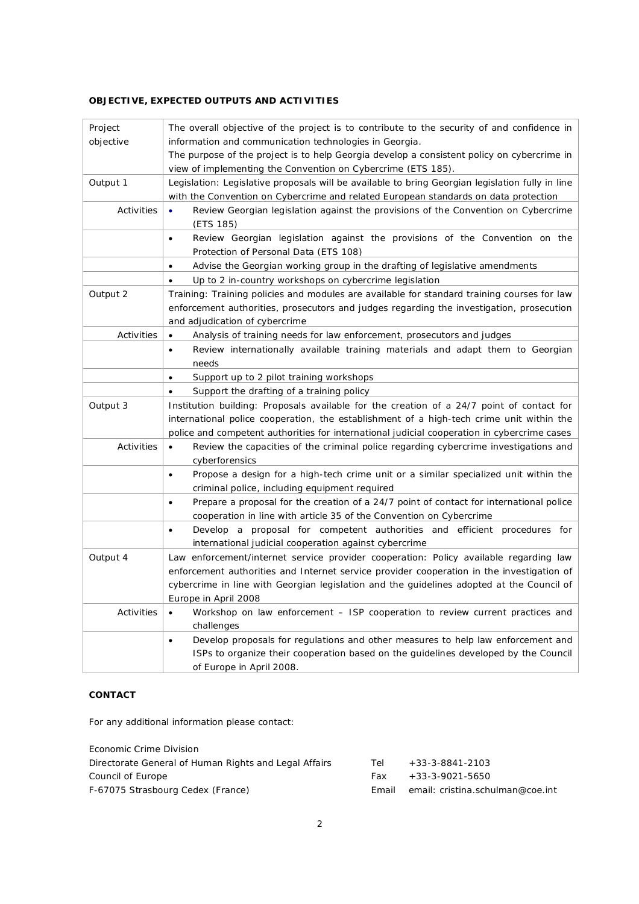## OBJECTIVE, EXPECTED OUTPUTS AND ACTIVITIES

| | |
|---|---|
| Project objective | The overall objective of the project is to contribute to the security of and confidence in information and communication technologies in Georgia.<br>The purpose of the project is to help Georgia develop a consistent policy on cybercrime in view of implementing the Convention on Cybercrime (ETS 185). |
| Output 1 | Legislation: Legislative proposals will be available to bring Georgian legislation fully in line with the Convention on Cybercrime and related European standards on data protection |
| Activities | • Review Georgian legislation against the provisions of the Convention on Cybercrime (ETS 185) |
| | • Review Georgian legislation against the provisions of the Convention on the Protection of Personal Data (ETS 108) |
| | • Advise the Georgian working group in the drafting of legislative amendments |
| | • Up to 2 in-country workshops on cybercrime legislation |
| Output 2 | Training: Training policies and modules are available for standard training courses for law enforcement authorities, prosecutors and judges regarding the investigation, prosecution and adjudication of cybercrime |
| Activities | • Analysis of training needs for law enforcement, prosecutors and judges |
| | • Review internationally available training materials and adapt them to Georgian needs |
| | • Support up to 2 pilot training workshops |
| | • Support the drafting of a training policy |
| Output 3 | Institution building: Proposals available for the creation of a 24/7 point of contact for international police cooperation, the establishment of a high-tech crime unit within the police and competent authorities for international judicial cooperation in cybercrime cases |
| Activities | • Review the capacities of the criminal police regarding cybercrime investigations and cyberforensics |
| | • Propose a design for a high-tech crime unit or a similar specialized unit within the criminal police, including equipment required |
| | • Prepare a proposal for the creation of a 24/7 point of contact for international police cooperation in line with article 35 of the Convention on Cybercrime |
| | • Develop a proposal for competent authorities and efficient procedures for international judicial cooperation against cybercrime |
| Output 4 | Law enforcement/internet service provider cooperation: Policy available regarding law enforcement authorities and Internet service provider cooperation in the investigation of cybercrime in line with Georgian legislation and the guidelines adopted at the Council of Europe in April 2008 |
| Activities | • Workshop on law enforcement – ISP cooperation to review current practices and challenges |
| | • Develop proposals for regulations and other measures to help law enforcement and ISPs to organize their cooperation based on the guidelines developed by the Council of Europe in April 2008. |

## CONTACT

For any additional information please contact:

Economic Crime Division
Directorate General of Human Rights and Legal Affairs
Council of Europe
F-67075 Strasbourg Cedex (France)

Tel +33-3-8841-2103
Fax +33-3-9021-5650
Email email: cristina.schulman@coe.int